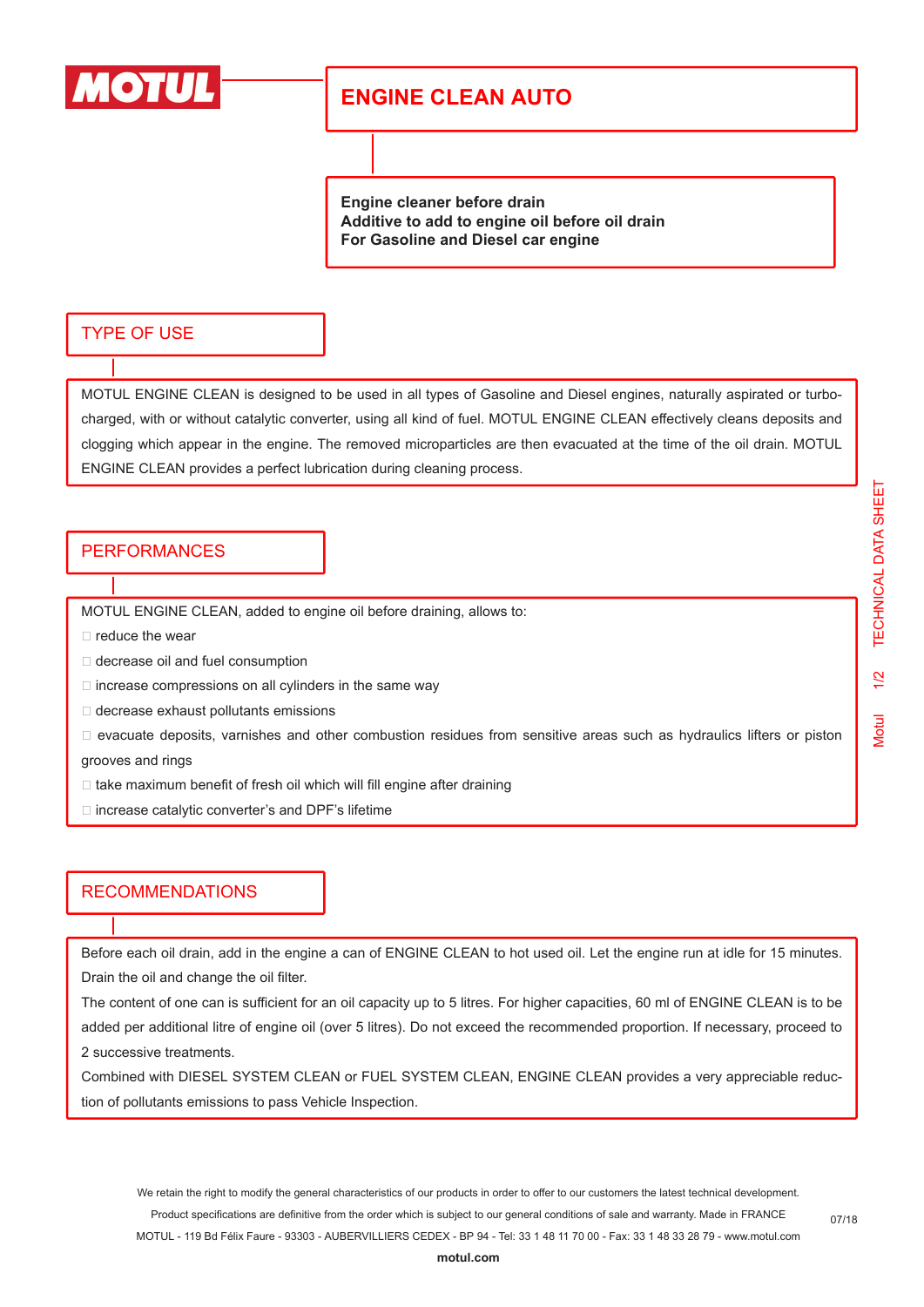# ENGINE CLEAN AUTO

**Engine cleaner before drain**
**Additive to add to engine oil before oil drain**
**For Gasoline and Diesel car engine**

## TYPE OF USE

MOTUL ENGINE CLEAN is designed to be used in all types of Gasoline and Diesel engines, naturally aspirated or turbo-charged, with or without catalytic converter, using all kind of fuel. MOTUL ENGINE CLEAN effectively cleans deposits and clogging which appear in the engine. The removed microparticles are then evacuated at the time of the oil drain. MOTUL ENGINE CLEAN provides a perfect lubrication during cleaning process.

## PERFORMANCES

MOTUL ENGINE CLEAN, added to engine oil before draining, allows to:

- reduce the wear
- decrease oil and fuel consumption
- increase compressions on all cylinders in the same way
- decrease exhaust pollutants emissions
- evacuate deposits, varnishes and other combustion residues from sensitive areas such as hydraulics lifters or piston grooves and rings
- take maximum benefit of fresh oil which will fill engine after draining
- increase catalytic converter's and DPF's lifetime

## RECOMMENDATIONS

Before each oil drain, add in the engine a can of ENGINE CLEAN to hot used oil. Let the engine run at idle for 15 minutes. Drain the oil and change the oil filter.

The content of one can is sufficient for an oil capacity up to 5 litres. For higher capacities, 60 ml of ENGINE CLEAN is to be added per additional litre of engine oil (over 5 litres). Do not exceed the recommended proportion. If necessary, proceed to 2 successive treatments.

Combined with DIESEL SYSTEM CLEAN or FUEL SYSTEM CLEAN, ENGINE CLEAN provides a very appreciable reduction of pollutants emissions to pass Vehicle Inspection.

We retain the right to modify the general characteristics of our products in order to offer to our customers the latest technical development.
Product specifications are definitive from the order which is subject to our general conditions of sale and warranty. Made in FRANCE
MOTUL - 119 Bd Félix Faure - 93303 - AUBERVILLIERS CEDEX - BP 94 - Tel: 33 1 48 11 70 00 - Fax: 33 1 48 33 28 79 - www.motul.com

07/18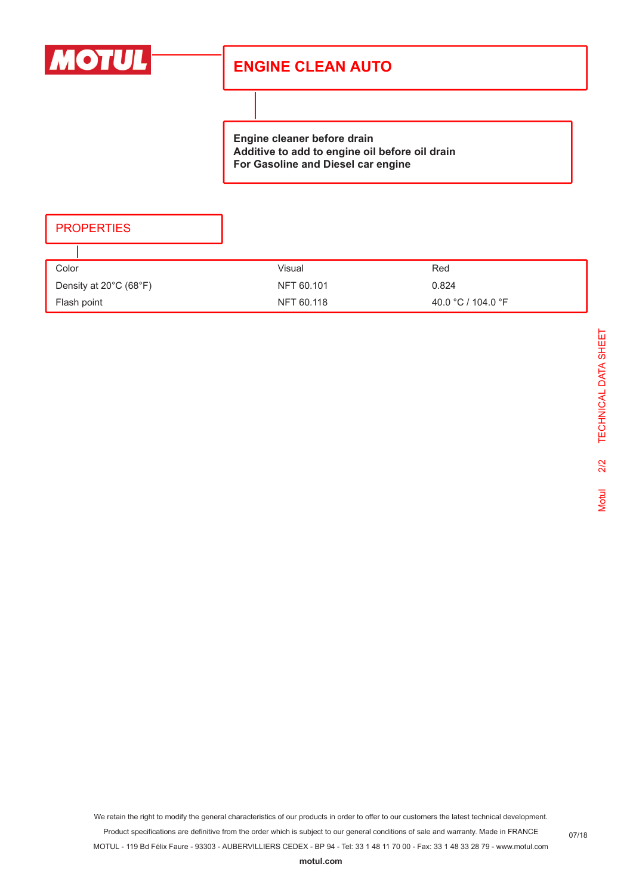# ENGINE CLEAN AUTO

**Engine cleaner before drain**
**Additive to add to engine oil before oil drain**
**For Gasoline and Diesel car engine**

## PROPERTIES

| | | |
|---|---|---|
| Color | Visual | Red |
| Density at 20°C (68°F) | NFT 60.101 | 0.824 |
| Flash point | NFT 60.118 | 40.0 °C / 104.0 °F |

We retain the right to modify the general characteristics of our products in order to offer to our customers the latest technical development.
Product specifications are definitive from the order which is subject to our general conditions of sale and warranty. Made in FRANCE
MOTUL - 119 Bd Félix Faure - 93303 - AUBERVILLIERS CEDEX - BP 94 - Tel: 33 1 48 11 70 00 - Fax: 33 1 48 33 28 79 - www.motul.com

**motul.com**

07/18